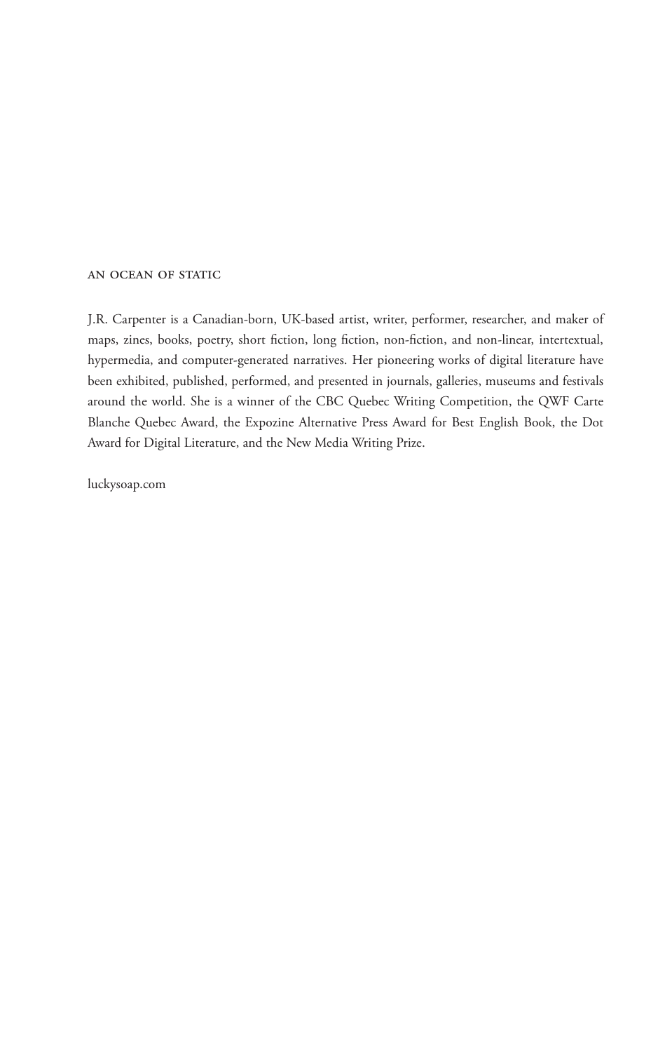## AN OCEAN OF STATIC

J.R. Carpenter is a Canadian-born, UK-based artist, writer, performer, researcher, and maker of maps, zines, books, poetry, short fiction, long fiction, non-fiction, and non-linear, intertextual, hypermedia, and computer-generated narratives. Her pioneering works of digital literature have been exhibited, published, performed, and presented in journals, galleries, museums and festivals around the world. She is a winner of the CBC Quebec Writing Competition, the QWF Carte Blanche Quebec Award, the Expozine Alternative Press Award for Best English Book, the Dot Award for Digital Literature, and the New Media Writing Prize.

luckysoap.com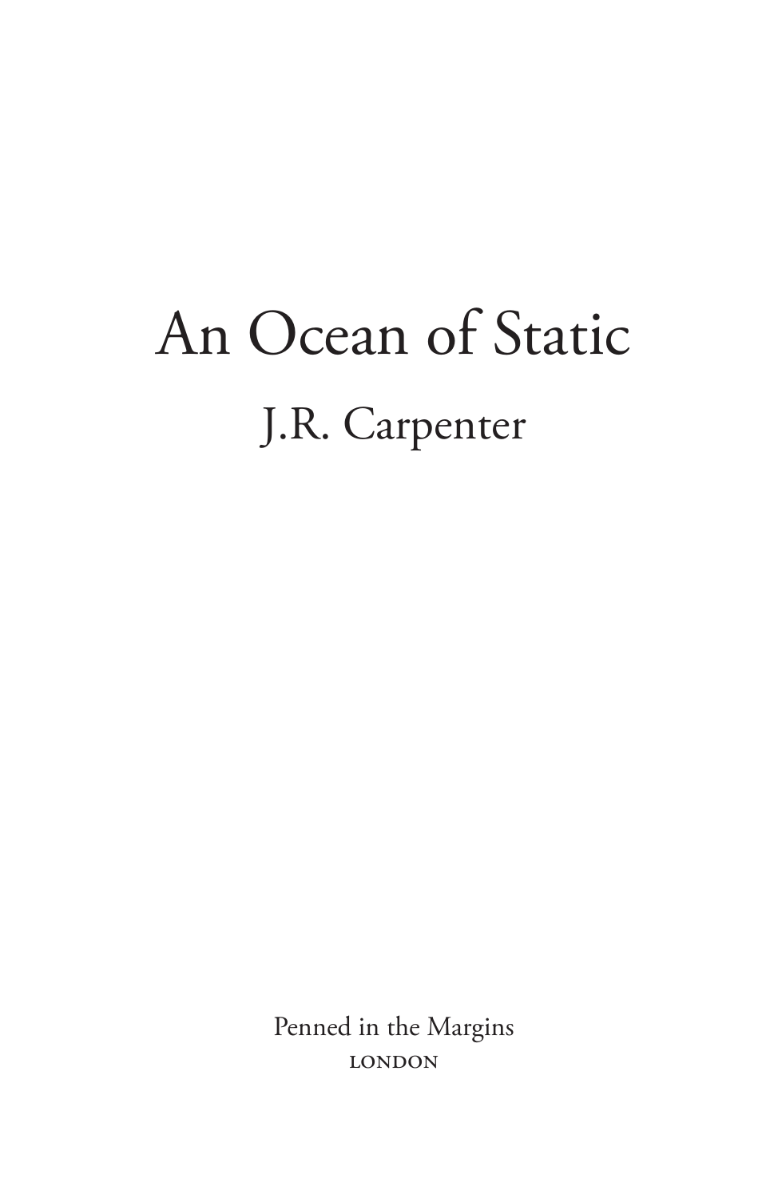# An Ocean of Static

## J.R. Carpenter

Penned in the Margins
LONDON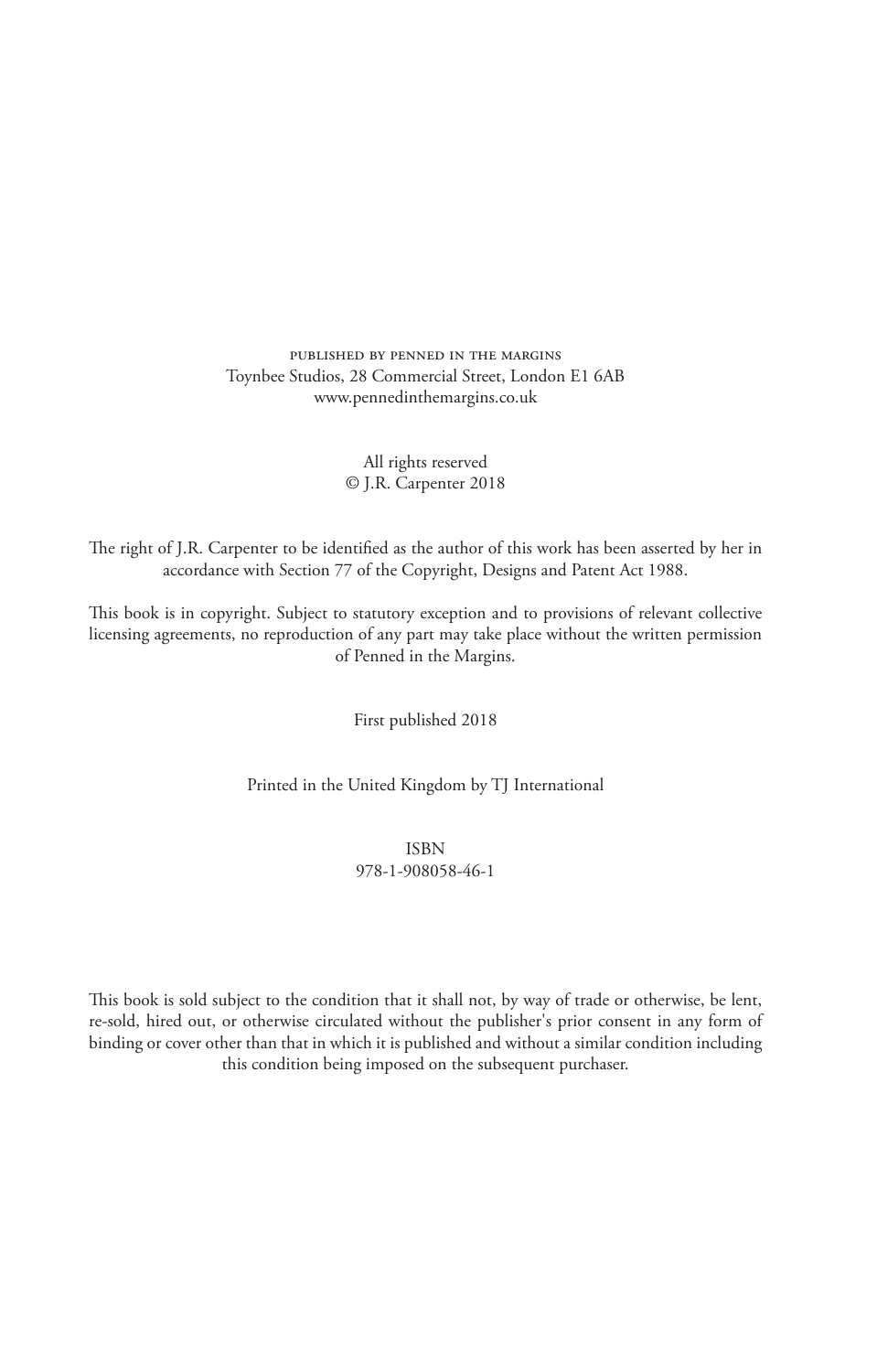PUBLISHED BY PENNED IN THE MARGINS
Toynbee Studios, 28 Commercial Street, London E1 6AB
www.pennedinthemargins.co.uk

All rights reserved
© J.R. Carpenter 2018

The right of J.R. Carpenter to be identified as the author of this work has been asserted by her in accordance with Section 77 of the Copyright, Designs and Patent Act 1988.

This book is in copyright. Subject to statutory exception and to provisions of relevant collective licensing agreements, no reproduction of any part may take place without the written permission of Penned in the Margins.

First published 2018

Printed in the United Kingdom by TJ International

ISBN
978-1-908058-46-1

This book is sold subject to the condition that it shall not, by way of trade or otherwise, be lent, re-sold, hired out, or otherwise circulated without the publisher's prior consent in any form of binding or cover other than that in which it is published and without a similar condition including this condition being imposed on the subsequent purchaser.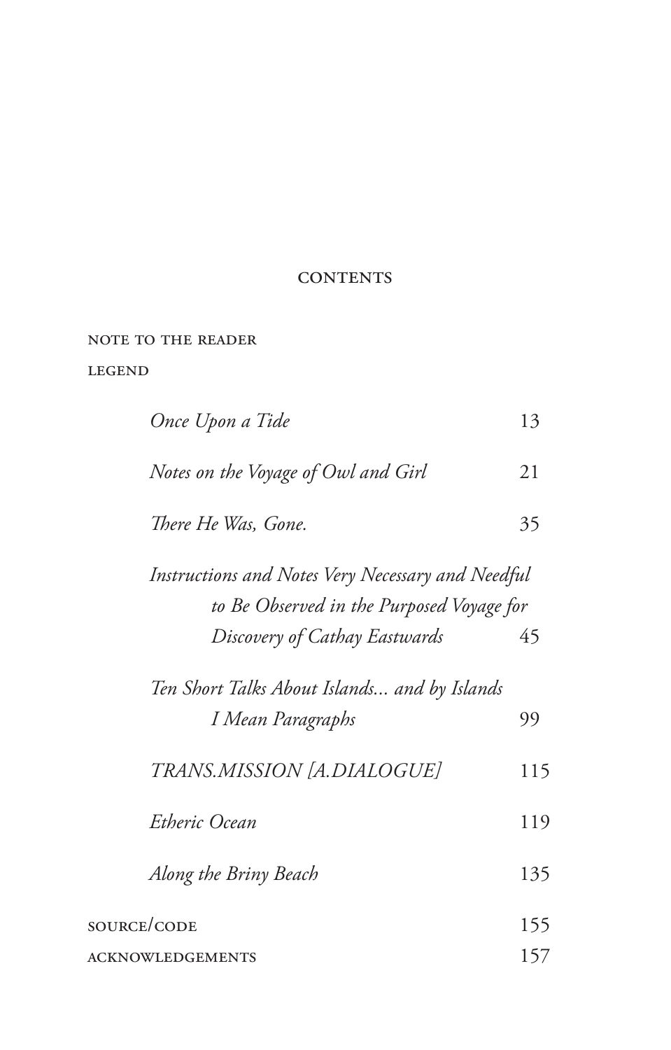## CONTENTS

NOTE TO THE READER

LEGEND

| | |
|---|---|
| *Once Upon a Tide* | 13 |
| *Notes on the Voyage of Owl and Girl* | 21 |
| *There He Was, Gone.* | 35 |
| *Instructions and Notes Very Necessary and Needful to Be Observed in the Purposed Voyage for Discovery of Cathay Eastwards* | 45 |
| *Ten Short Talks About Islands... and by Islands I Mean Paragraphs* | 99 |
| *TRANS.MISSION [A.DIALOGUE]* | 115 |
| *Etheric Ocean* | 119 |
| *Along the Briny Beach* | 135 |
| SOURCE/CODE | 155 |
| ACKNOWLEDGEMENTS | 157 |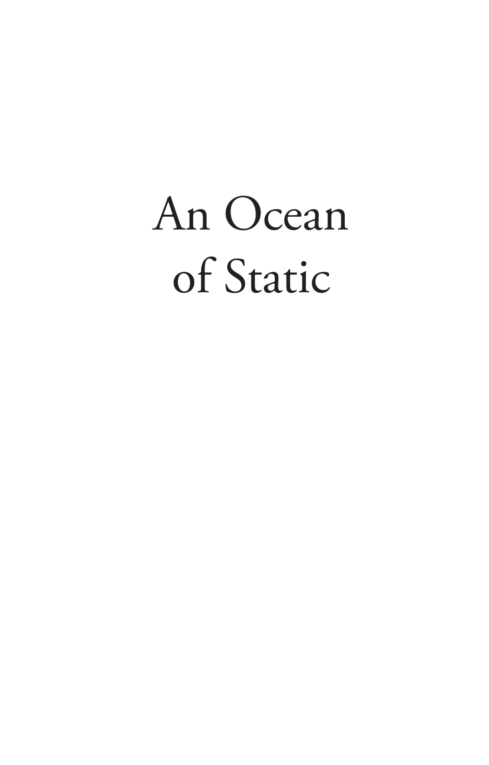# An Ocean of Static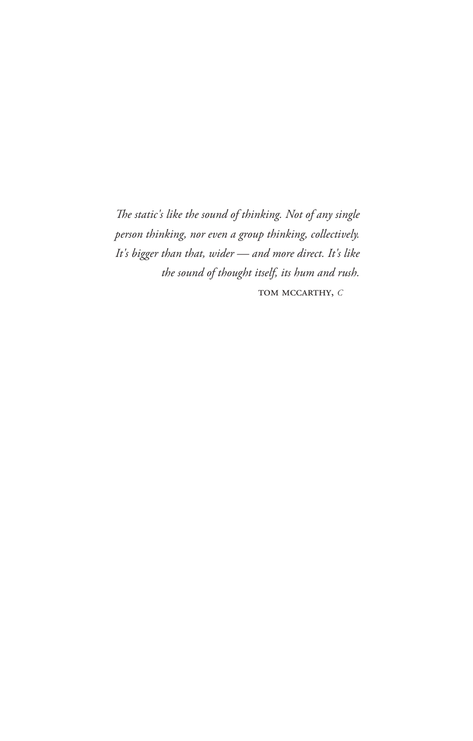*The static's like the sound of thinking. Not of any single person thinking, nor even a group thinking, collectively. It's bigger than that, wider — and more direct. It's like the sound of thought itself, its hum and rush.*

TOM MCCARTHY, *C*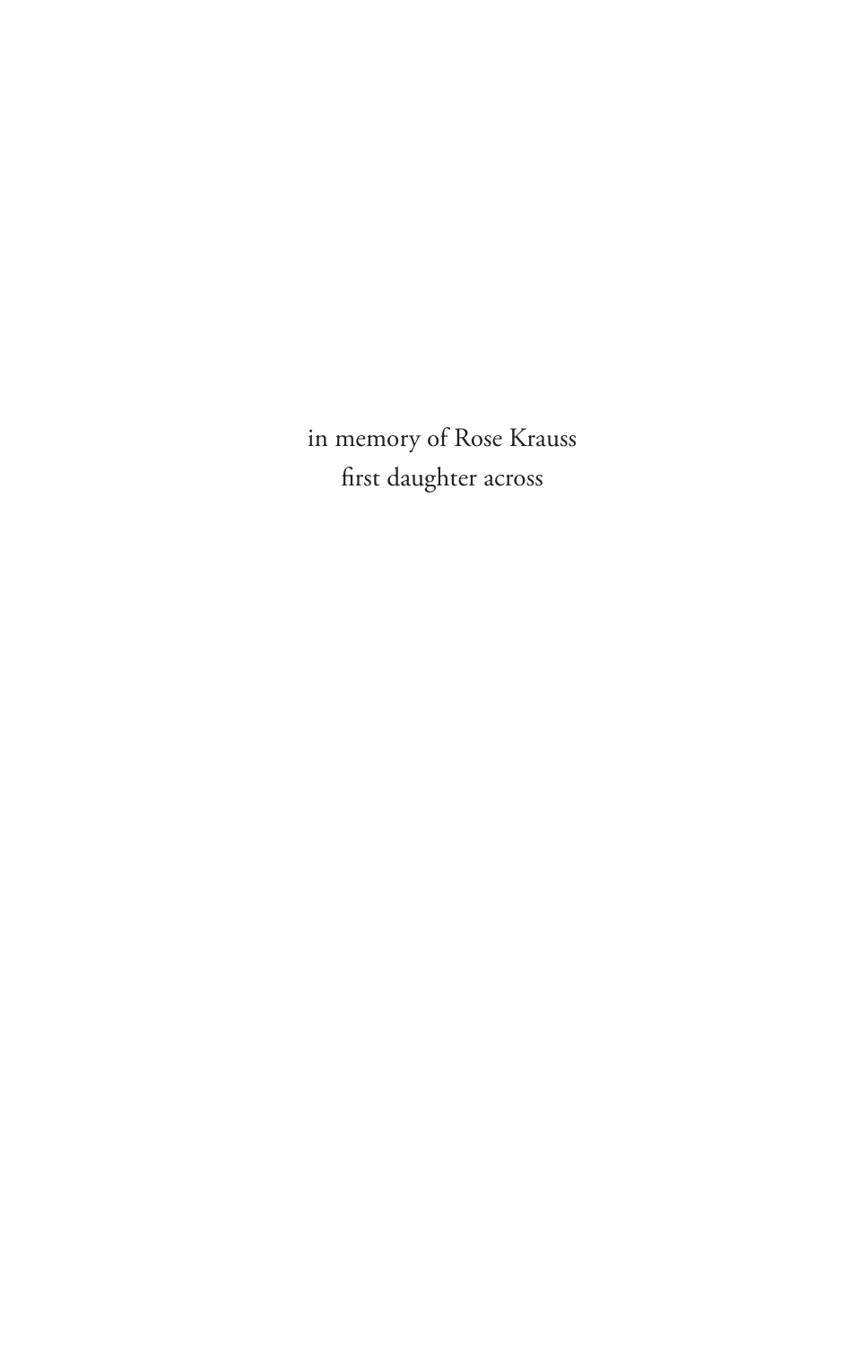in memory of Rose Krauss  
first daughter across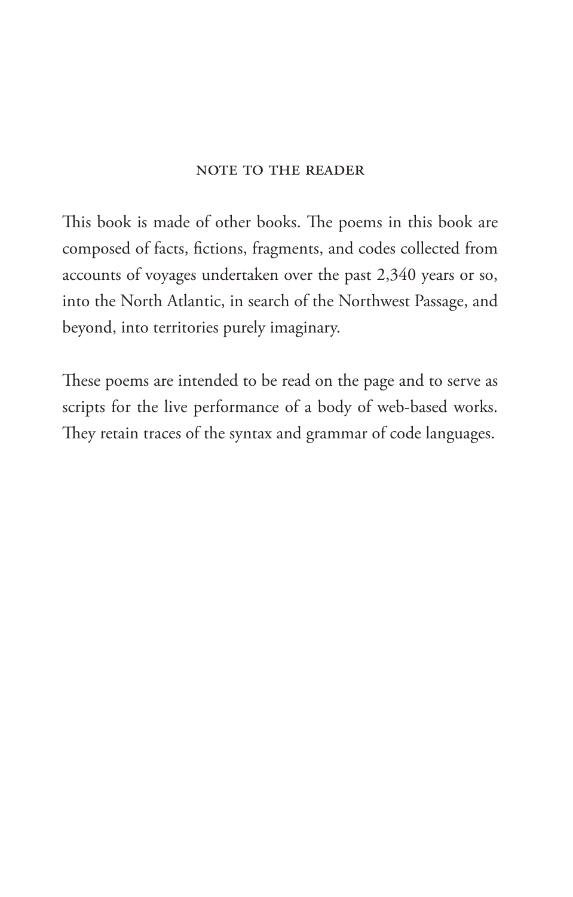## NOTE TO THE READER

This book is made of other books. The poems in this book are composed of facts, fictions, fragments, and codes collected from accounts of voyages undertaken over the past 2,340 years or so, into the North Atlantic, in search of the Northwest Passage, and beyond, into territories purely imaginary.

These poems are intended to be read on the page and to serve as scripts for the live performance of a body of web-based works. They retain traces of the syntax and grammar of code languages.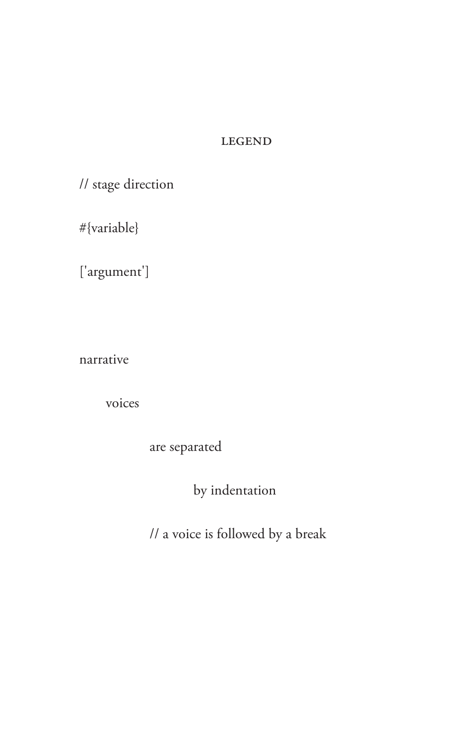## LEGEND

// stage direction

#{variable}

['argument']

narrative

&nbsp;&nbsp;&nbsp;&nbsp;voices

&nbsp;&nbsp;&nbsp;&nbsp;&nbsp;&nbsp;&nbsp;&nbsp;&nbsp;&nbsp;are separated

&nbsp;&nbsp;&nbsp;&nbsp;&nbsp;&nbsp;&nbsp;&nbsp;&nbsp;&nbsp;&nbsp;&nbsp;&nbsp;&nbsp;&nbsp;&nbsp;by indentation

&nbsp;&nbsp;&nbsp;&nbsp;&nbsp;&nbsp;&nbsp;&nbsp;&nbsp;&nbsp;// a voice is followed by a break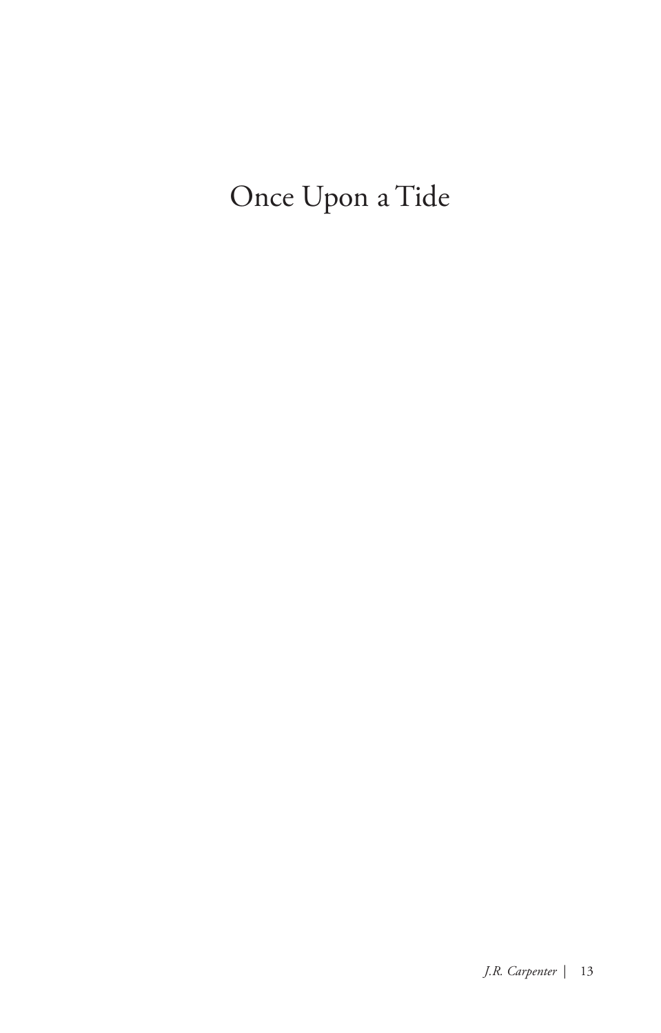# Once Upon a Tide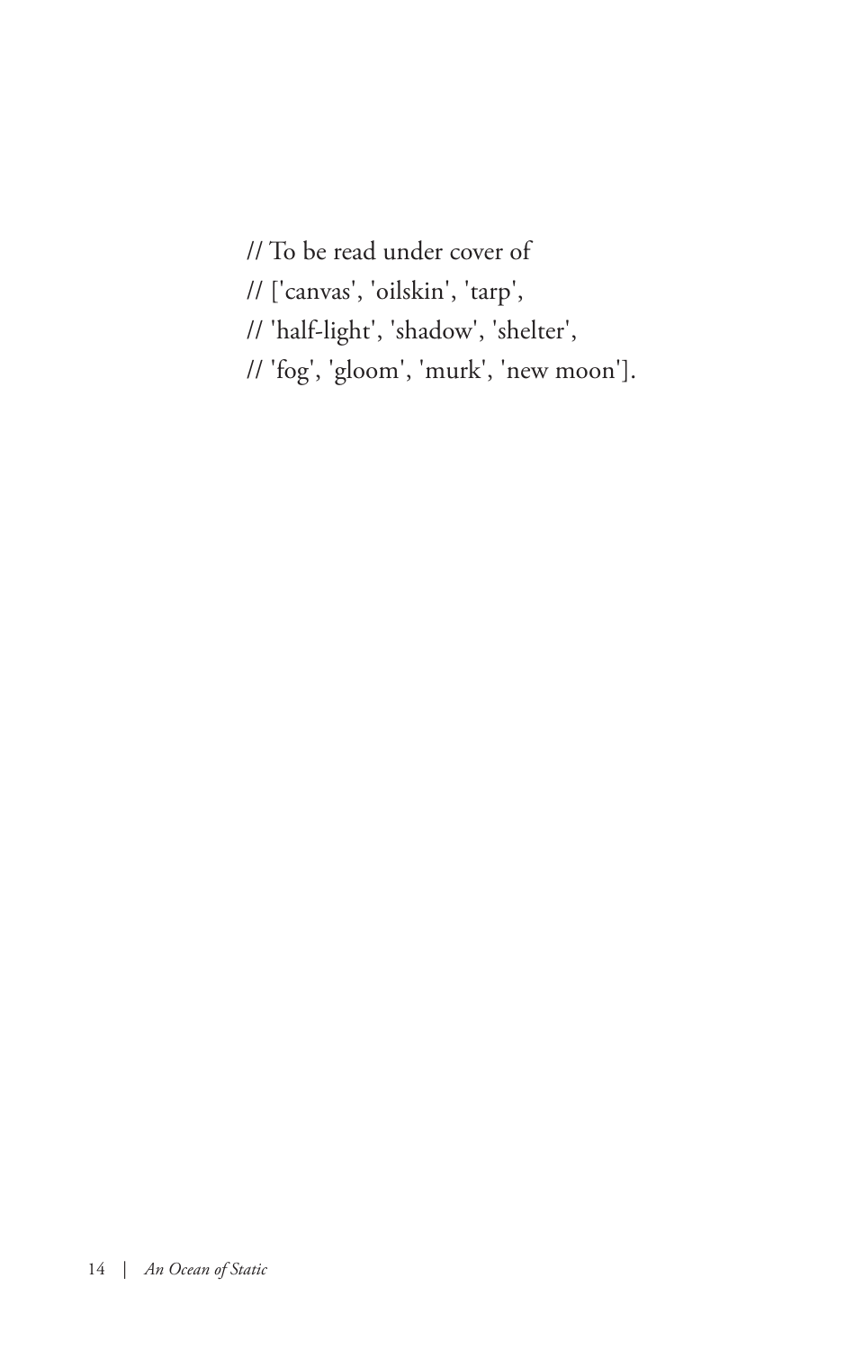// To be read under cover of
// ['canvas', 'oilskin', 'tarp',
// 'half-light', 'shadow', 'shelter',
// 'fog', 'gloom', 'murk', 'new moon'].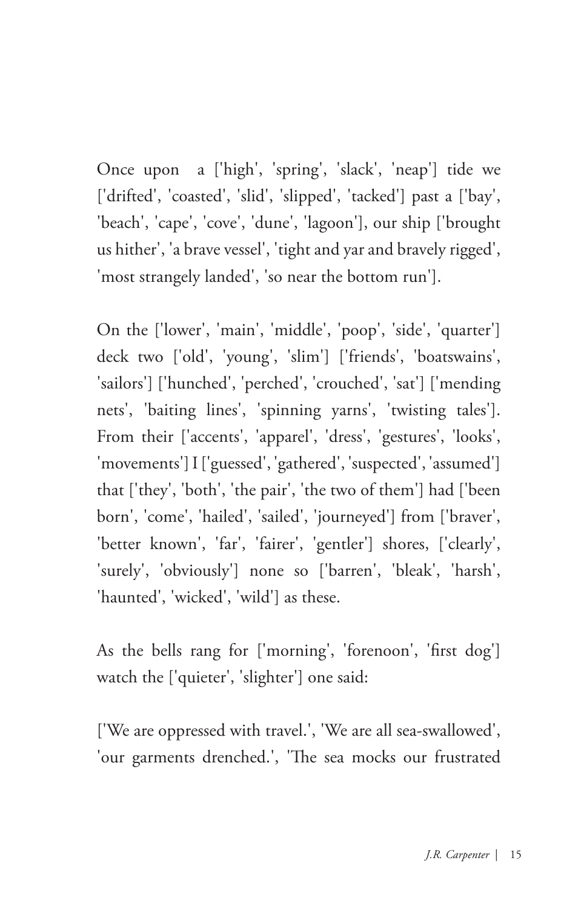Once upon a ['high', 'spring', 'slack', 'neap'] tide we ['drifted', 'coasted', 'slid', 'slipped', 'tacked'] past a ['bay', 'beach', 'cape', 'cove', 'dune', 'lagoon'], our ship ['brought us hither', 'a brave vessel', 'tight and yar and bravely rigged', 'most strangely landed', 'so near the bottom run'].

On the ['lower', 'main', 'middle', 'poop', 'side', 'quarter'] deck two ['old', 'young', 'slim'] ['friends', 'boatswains', 'sailors'] ['hunched', 'perched', 'crouched', 'sat'] ['mending nets', 'baiting lines', 'spinning yarns', 'twisting tales']. From their ['accents', 'apparel', 'dress', 'gestures', 'looks', 'movements'] I ['guessed', 'gathered', 'suspected', 'assumed'] that ['they', 'both', 'the pair', 'the two of them'] had ['been born', 'come', 'hailed', 'sailed', 'journeyed'] from ['braver', 'better known', 'far', 'fairer', 'gentler'] shores, ['clearly', 'surely', 'obviously'] none so ['barren', 'bleak', 'harsh', 'haunted', 'wicked', 'wild'] as these.

As the bells rang for ['morning', 'forenoon', 'first dog'] watch the ['quieter', 'slighter'] one said:

['We are oppressed with travel.', 'We are all sea-swallowed', 'our garments drenched.', 'The sea mocks our frustrated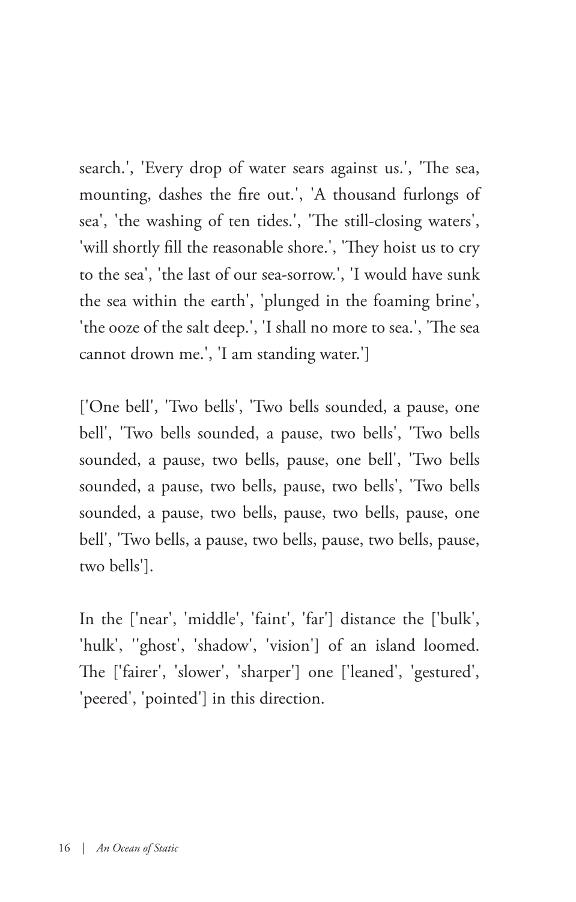search.', 'Every drop of water sears against us.', 'The sea, mounting, dashes the fire out.', 'A thousand furlongs of sea', 'the washing of ten tides.', 'The still-closing waters', 'will shortly fill the reasonable shore.', 'They hoist us to cry to the sea', 'the last of our sea-sorrow.', 'I would have sunk the sea within the earth', 'plunged in the foaming brine', 'the ooze of the salt deep.', 'I shall no more to sea.', 'The sea cannot drown me.', 'I am standing water.']

['One bell', 'Two bells', 'Two bells sounded, a pause, one bell', 'Two bells sounded, a pause, two bells', 'Two bells sounded, a pause, two bells, pause, one bell', 'Two bells sounded, a pause, two bells, pause, two bells', 'Two bells sounded, a pause, two bells, pause, two bells, pause, one bell', 'Two bells, a pause, two bells, pause, two bells, pause, two bells'].

In the ['near', 'middle', 'faint', 'far'] distance the ['bulk', 'hulk', ''ghost', 'shadow', 'vision'] of an island loomed. The ['fairer', 'slower', 'sharper'] one ['leaned', 'gestured', 'peered', 'pointed'] in this direction.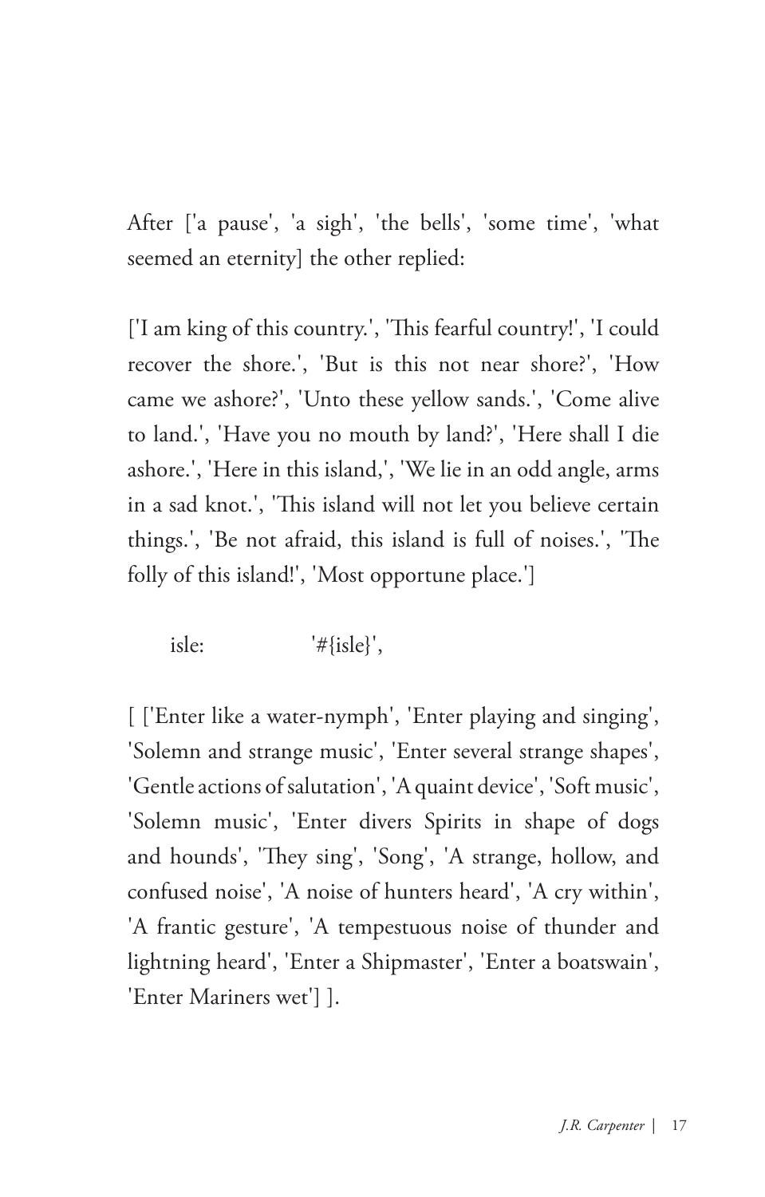After ['a pause', 'a sigh', 'the bells', 'some time', 'what seemed an eternity] the other replied:

['I am king of this country.', 'This fearful country!', 'I could recover the shore.', 'But is this not near shore?', 'How came we ashore?', 'Unto these yellow sands.', 'Come alive to land.', 'Have you no mouth by land?', 'Here shall I die ashore.', 'Here in this island,', 'We lie in an odd angle, arms in a sad knot.', 'This island will not let you believe certain things.', 'Be not afraid, this island is full of noises.', 'The folly of this island!', 'Most opportune place.']

    isle:            '#{isle}',

[ ['Enter like a water-nymph', 'Enter playing and singing', 'Solemn and strange music', 'Enter several strange shapes', 'Gentle actions of salutation', 'A quaint device', 'Soft music', 'Solemn music', 'Enter divers Spirits in shape of dogs and hounds', 'They sing', 'Song', 'A strange, hollow, and confused noise', 'A noise of hunters heard', 'A cry within', 'A frantic gesture', 'A tempestuous noise of thunder and lightning heard', 'Enter a Shipmaster', 'Enter a boatswain', 'Enter Mariners wet'] ].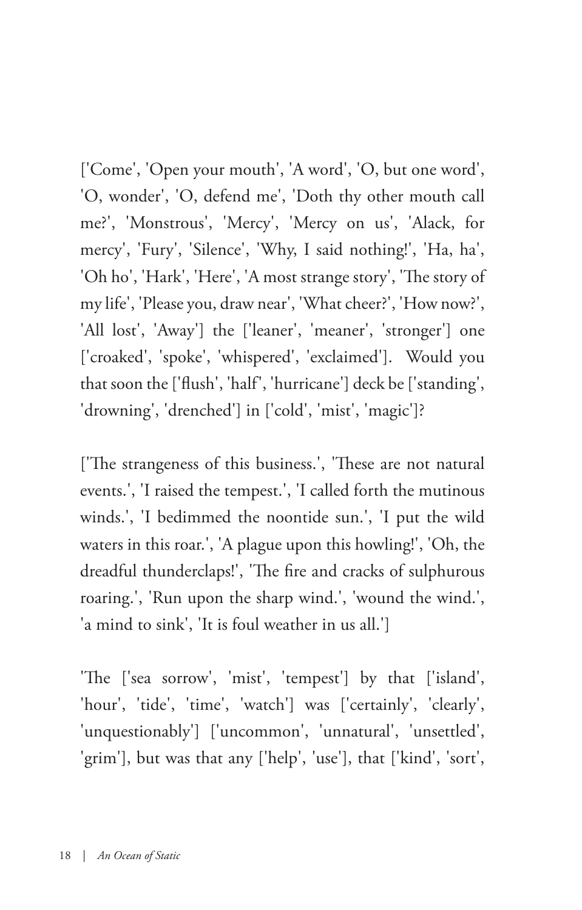['Come', 'Open your mouth', 'A word', 'O, but one word', 'O, wonder', 'O, defend me', 'Doth thy other mouth call me?', 'Monstrous', 'Mercy', 'Mercy on us', 'Alack, for mercy', 'Fury', 'Silence', 'Why, I said nothing!', 'Ha, ha', 'Oh ho', 'Hark', 'Here', 'A most strange story', 'The story of my life', 'Please you, draw near', 'What cheer?', 'How now?', 'All lost', 'Away'] the ['leaner', 'meaner', 'stronger'] one ['croaked', 'spoke', 'whispered', 'exclaimed']. Would you that soon the ['flush', 'half', 'hurricane'] deck be ['standing', 'drowning', 'drenched'] in ['cold', 'mist', 'magic']?

['The strangeness of this business.', 'These are not natural events.', 'I raised the tempest.', 'I called forth the mutinous winds.', 'I bedimmed the noontide sun.', 'I put the wild waters in this roar.', 'A plague upon this howling!', 'Oh, the dreadful thunderclaps!', 'The fire and cracks of sulphurous roaring.', 'Run upon the sharp wind.', 'wound the wind.', 'a mind to sink', 'It is foul weather in us all.']

'The ['sea sorrow', 'mist', 'tempest'] by that ['island', 'hour', 'tide', 'time', 'watch'] was ['certainly', 'clearly', 'unquestionably'] ['uncommon', 'unnatural', 'unsettled', 'grim'], but was that any ['help', 'use'], that ['kind', 'sort',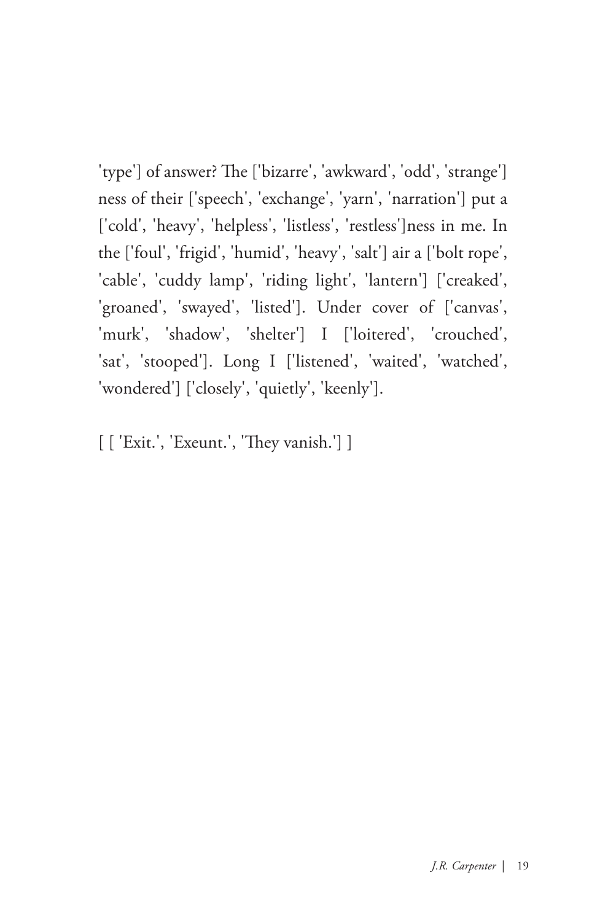'type'] of answer? The ['bizarre', 'awkward', 'odd', 'strange'] ness of their ['speech', 'exchange', 'yarn', 'narration'] put a ['cold', 'heavy', 'helpless', 'listless', 'restless']ness in me. In the ['foul', 'frigid', 'humid', 'heavy', 'salt'] air a ['bolt rope', 'cable', 'cuddy lamp', 'riding light', 'lantern'] ['creaked', 'groaned', 'swayed', 'listed']. Under cover of ['canvas', 'murk', 'shadow', 'shelter'] I ['loitered', 'crouched', 'sat', 'stooped']. Long I ['listened', 'waited', 'watched', 'wondered'] ['closely', 'quietly', 'keenly'].

[ [ 'Exit.', 'Exeunt.', 'They vanish.'] ]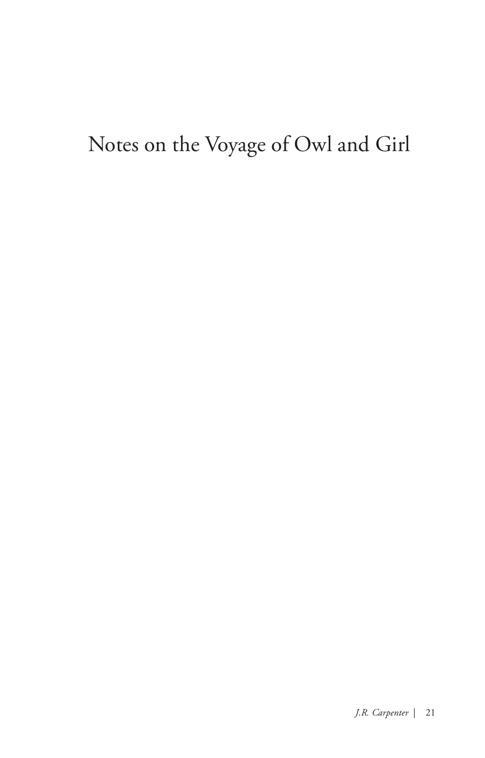# Notes on the Voyage of Owl and Girl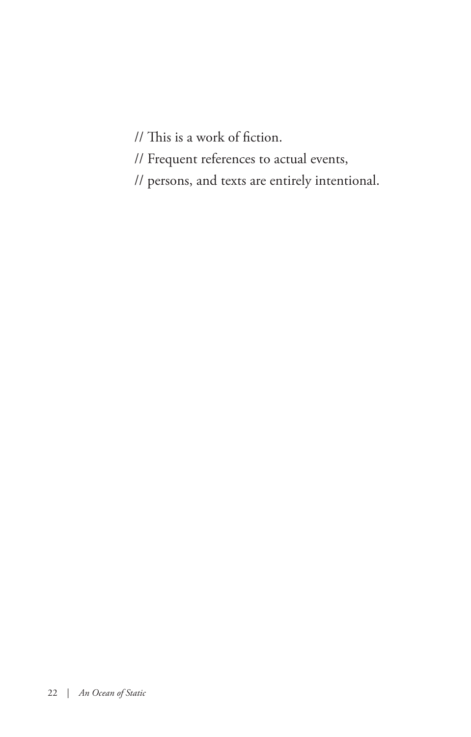// This is a work of fiction.

// Frequent references to actual events,

// persons, and texts are entirely intentional.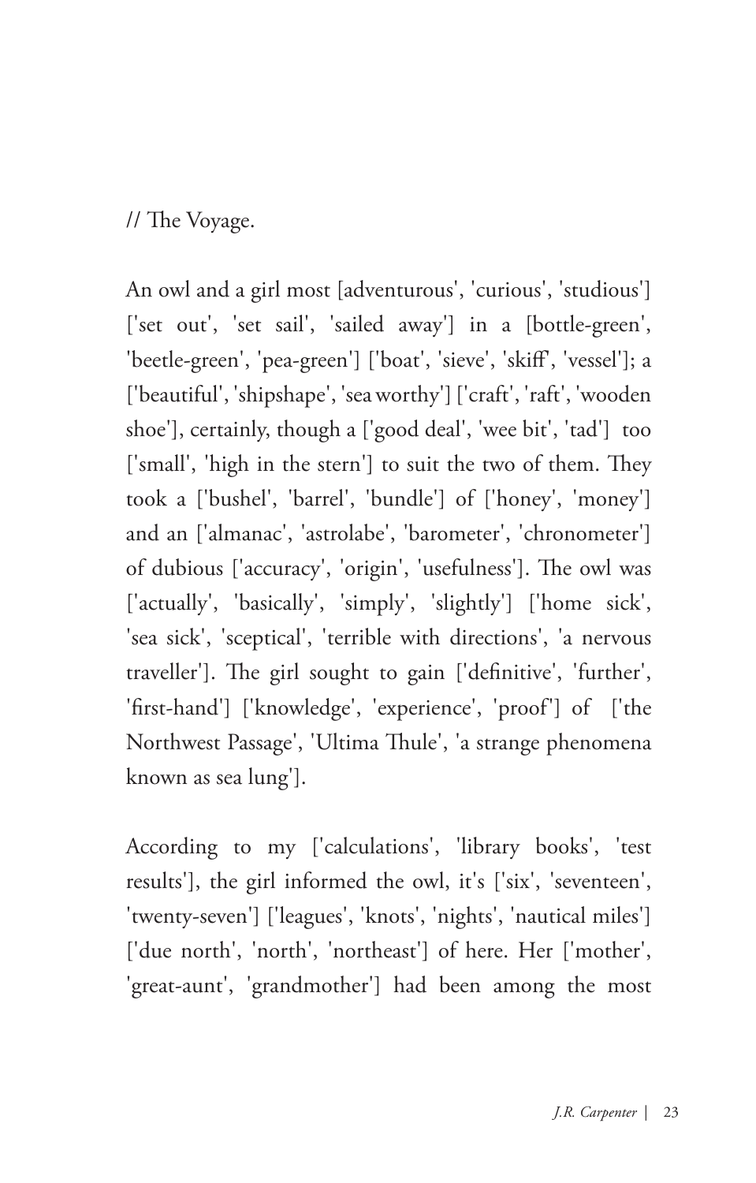// The Voyage.

An owl and a girl most [adventurous', 'curious', 'studious'] ['set out', 'set sail', 'sailed away'] in a [bottle-green', 'beetle-green', 'pea-green'] ['boat', 'sieve', 'skiff', 'vessel']; a ['beautiful', 'shipshape', 'sea worthy'] ['craft', 'raft', 'wooden shoe'], certainly, though a ['good deal', 'wee bit', 'tad'] too ['small', 'high in the stern'] to suit the two of them. They took a ['bushel', 'barrel', 'bundle'] of ['honey', 'money'] and an ['almanac', 'astrolabe', 'barometer', 'chronometer'] of dubious ['accuracy', 'origin', 'usefulness']. The owl was ['actually', 'basically', 'simply', 'slightly'] ['home sick', 'sea sick', 'sceptical', 'terrible with directions', 'a nervous traveller']. The girl sought to gain ['definitive', 'further', 'first-hand'] ['knowledge', 'experience', 'proof'] of ['the Northwest Passage', 'Ultima Thule', 'a strange phenomena known as sea lung'].

According to my ['calculations', 'library books', 'test results'], the girl informed the owl, it's ['six', 'seventeen', 'twenty-seven'] ['leagues', 'knots', 'nights', 'nautical miles'] ['due north', 'north', 'northeast'] of here. Her ['mother', 'great-aunt', 'grandmother'] had been among the most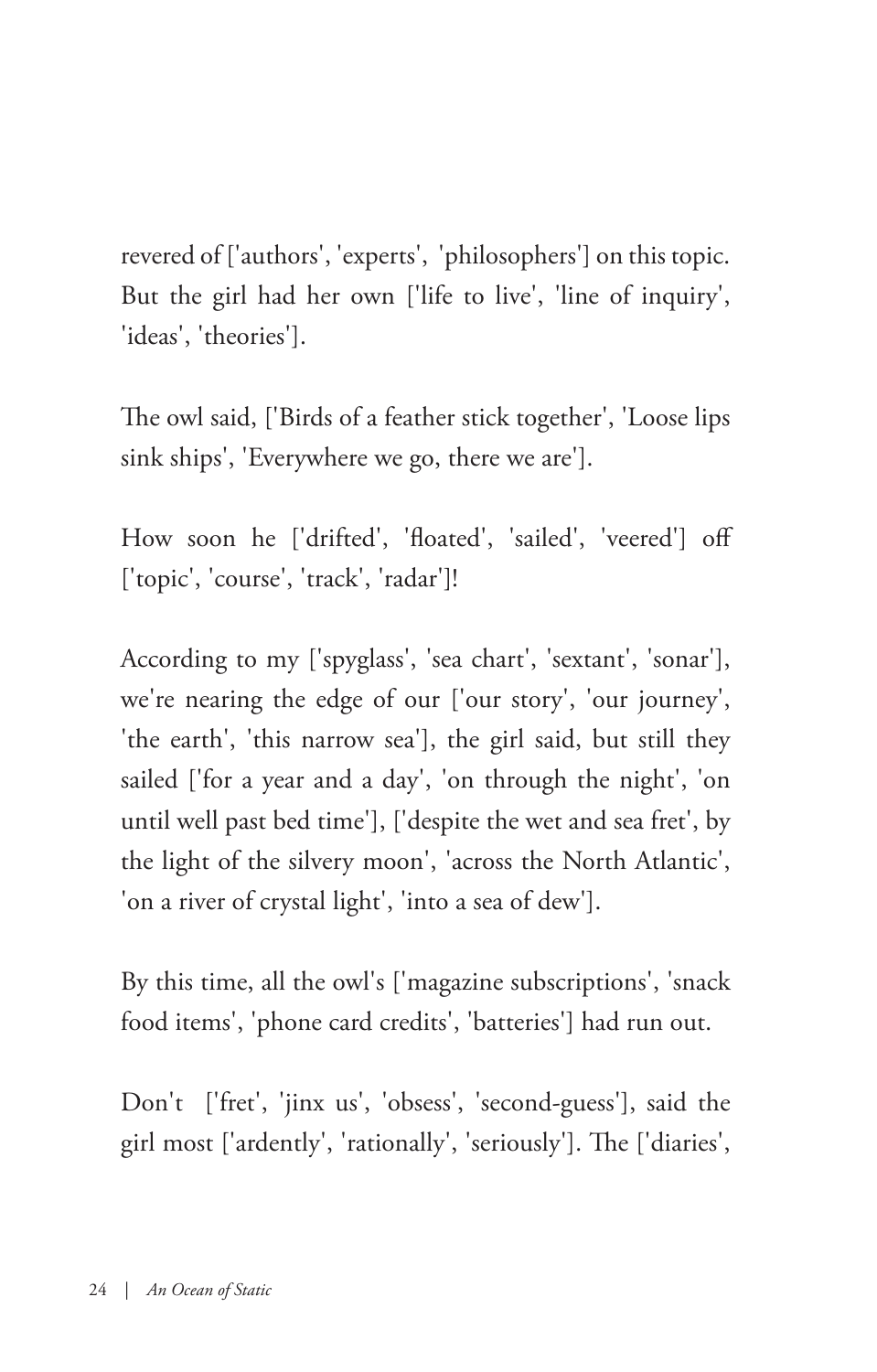revered of ['authors', 'experts', 'philosophers'] on this topic. But the girl had her own ['life to live', 'line of inquiry', 'ideas', 'theories'].

The owl said, ['Birds of a feather stick together', 'Loose lips sink ships', 'Everywhere we go, there we are'].

How soon he ['drifted', 'floated', 'sailed', 'veered'] off ['topic', 'course', 'track', 'radar']!

According to my ['spyglass', 'sea chart', 'sextant', 'sonar'], we're nearing the edge of our ['our story', 'our journey', 'the earth', 'this narrow sea'], the girl said, but still they sailed ['for a year and a day', 'on through the night', 'on until well past bed time'], ['despite the wet and sea fret', by the light of the silvery moon', 'across the North Atlantic', 'on a river of crystal light', 'into a sea of dew'].

By this time, all the owl's ['magazine subscriptions', 'snack food items', 'phone card credits', 'batteries'] had run out.

Don't ['fret', 'jinx us', 'obsess', 'second-guess'], said the girl most ['ardently', 'rationally', 'seriously']. The ['diaries',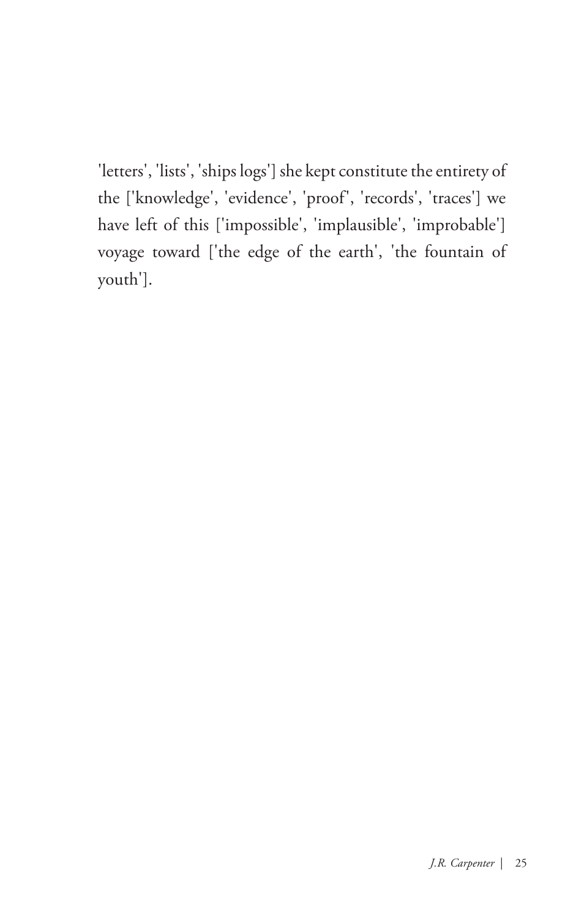'letters', 'lists', 'ships logs'] she kept constitute the entirety of the ['knowledge', 'evidence', 'proof', 'records', 'traces'] we have left of this ['impossible', 'implausible', 'improbable'] voyage toward ['the edge of the earth', 'the fountain of youth'].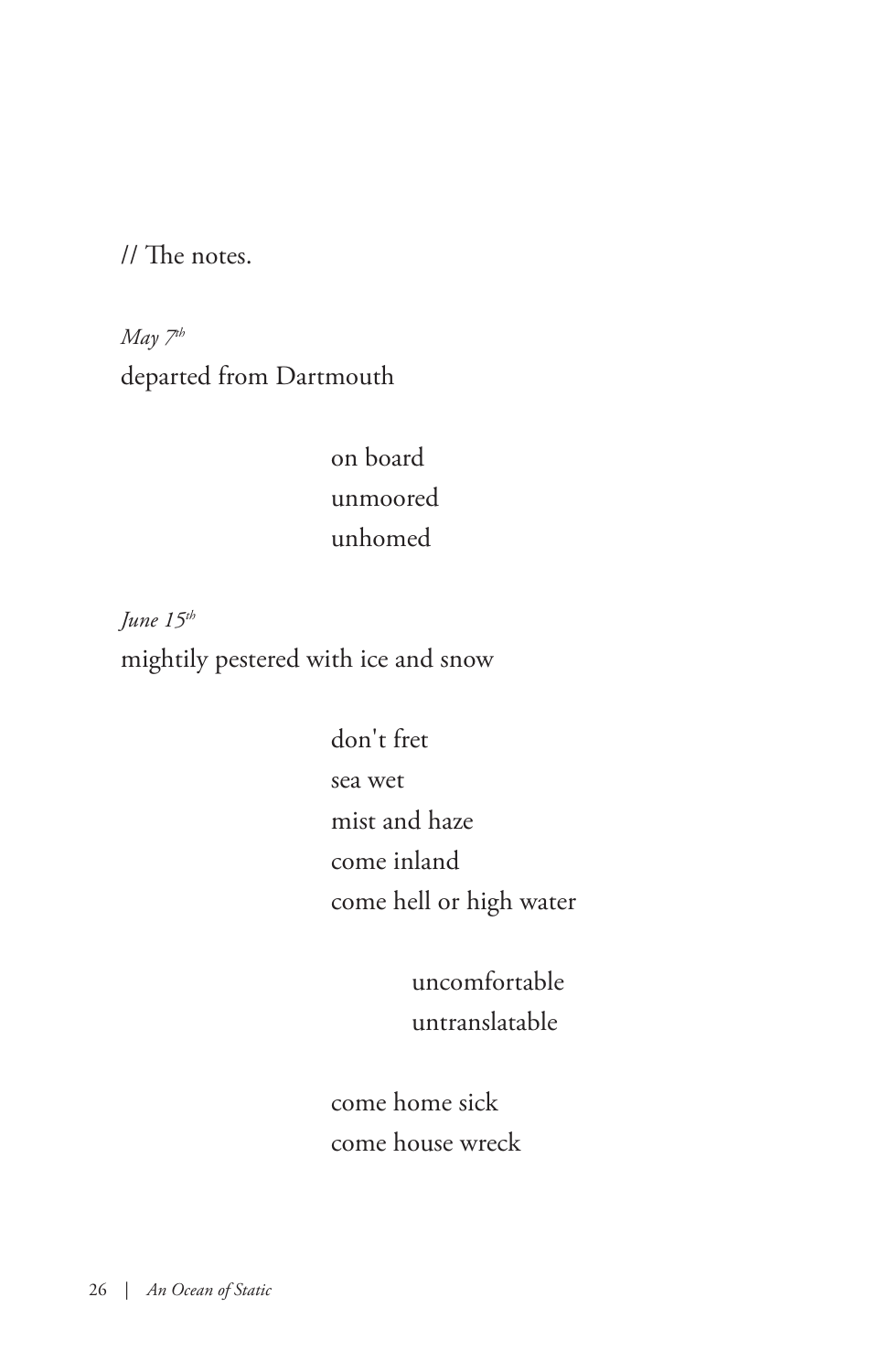// The notes.

*May 7th*
departed from Dartmouth

on board
unmoored
unhomed

*June 15th*
mightily pestered with ice and snow

don't fret
sea wet
mist and haze
come inland
come hell or high water

uncomfortable
untranslatable

come home sick
come house wreck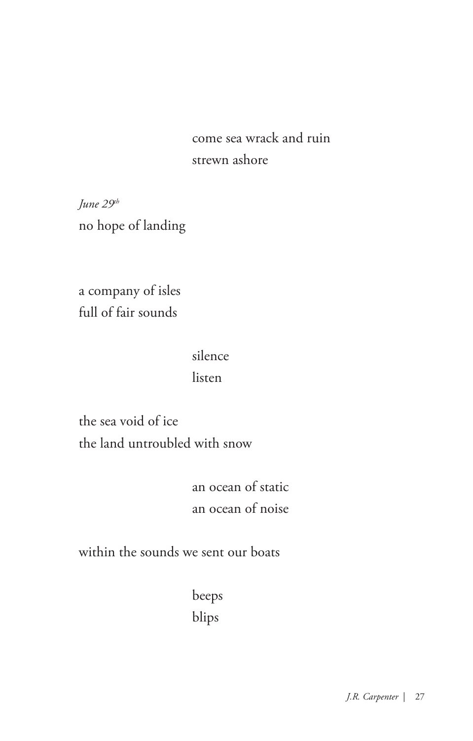come sea wrack and ruin  
strewn ashore

*June 29th*  
no hope of landing

a company of isles  
full of fair sounds

silence  
listen

the sea void of ice  
the land untroubled with snow

an ocean of static  
an ocean of noise

within the sounds we sent our boats

beeps  
blips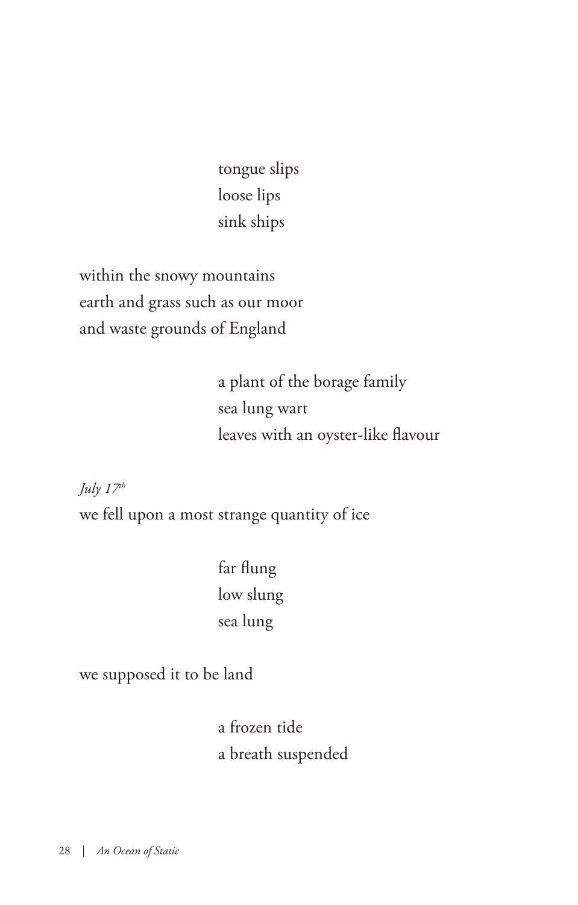tongue slips  
loose lips  
sink ships

within the snowy mountains  
earth and grass such as our moor  
and waste grounds of England

a plant of the borage family  
sea lung wart  
leaves with an oyster-like flavour

*July 17th*  
we fell upon a most strange quantity of ice

far flung  
low slung  
sea lung

we supposed it to be land

a frozen tide  
a breath suspended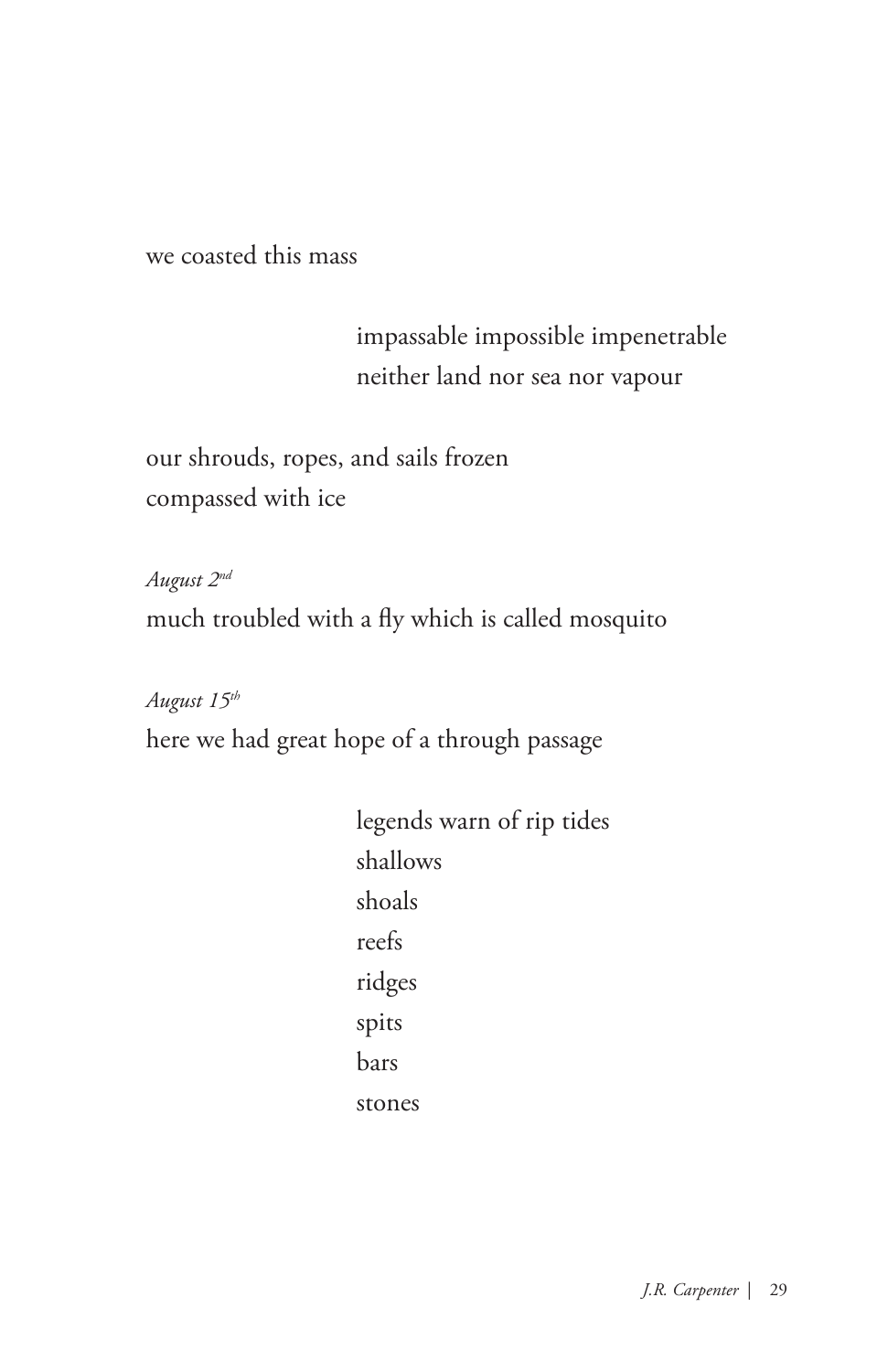we coasted this mass

impassable impossible impenetrable
neither land nor sea nor vapour

our shrouds, ropes, and sails frozen
compassed with ice

*August 2nd*
much troubled with a fly which is called mosquito

*August 15th*
here we had great hope of a through passage

legends warn of rip tides
shallows
shoals
reefs
ridges
spits
bars
stones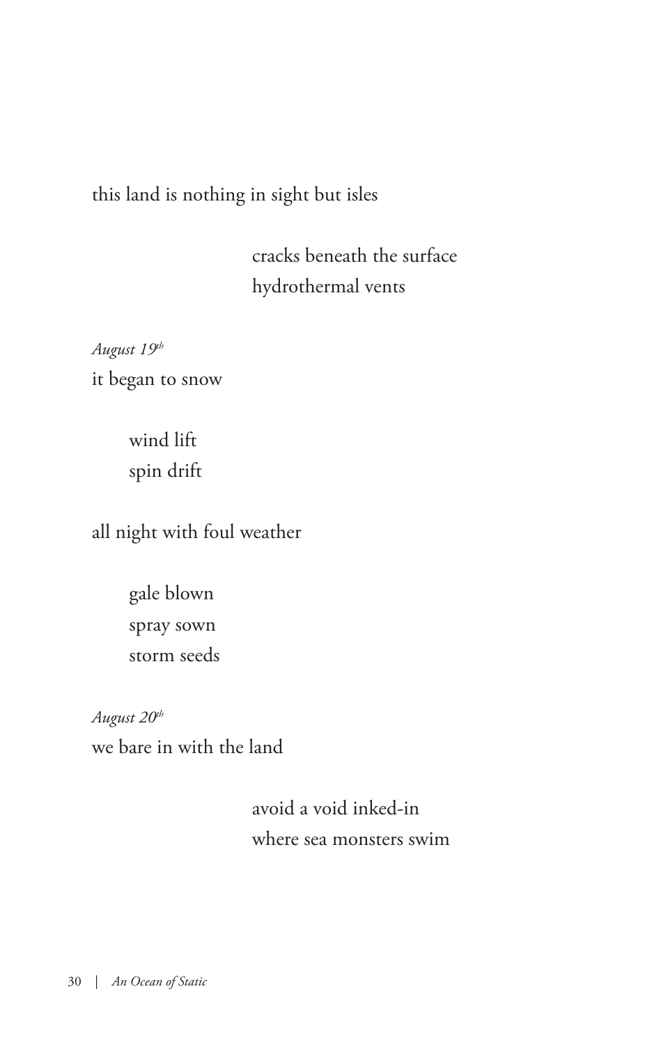this land is nothing in sight but isles

cracks beneath the surface
hydrothermal vents

*August 19th*
it began to snow

wind lift
spin drift

all night with foul weather

gale blown
spray sown
storm seeds

*August 20th*
we bare in with the land

avoid a void inked-in
where sea monsters swim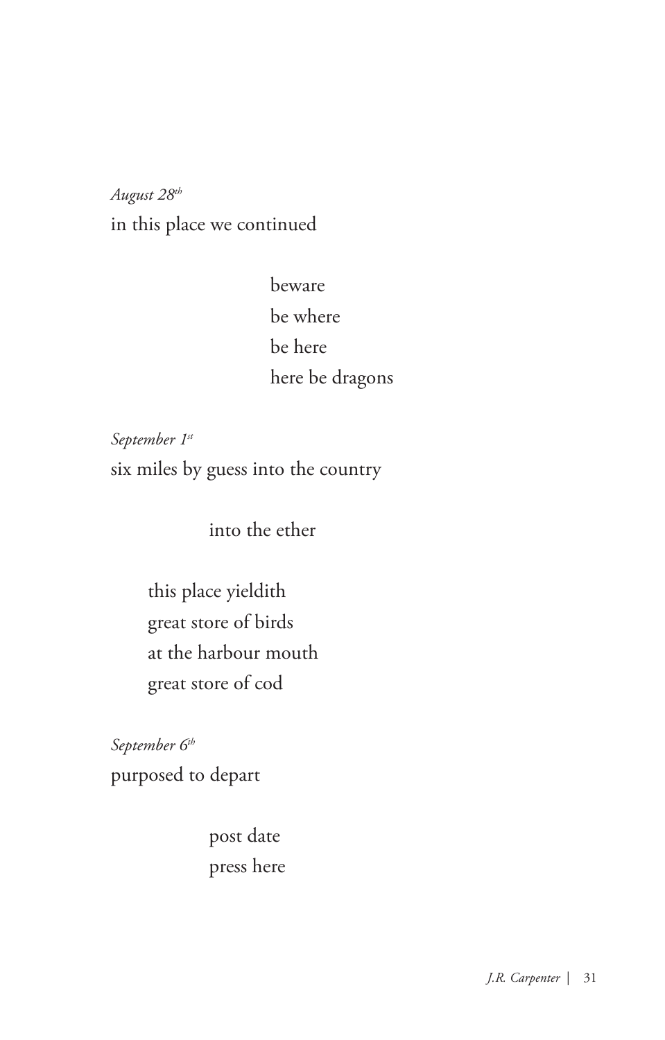*August 28th*

in this place we continued

beware
be where
be here
here be dragons

*September 1st*

six miles by guess into the country

into the ether

this place yieldith
great store of birds
at the harbour mouth
great store of cod

*September 6th*

purposed to depart

post date
press here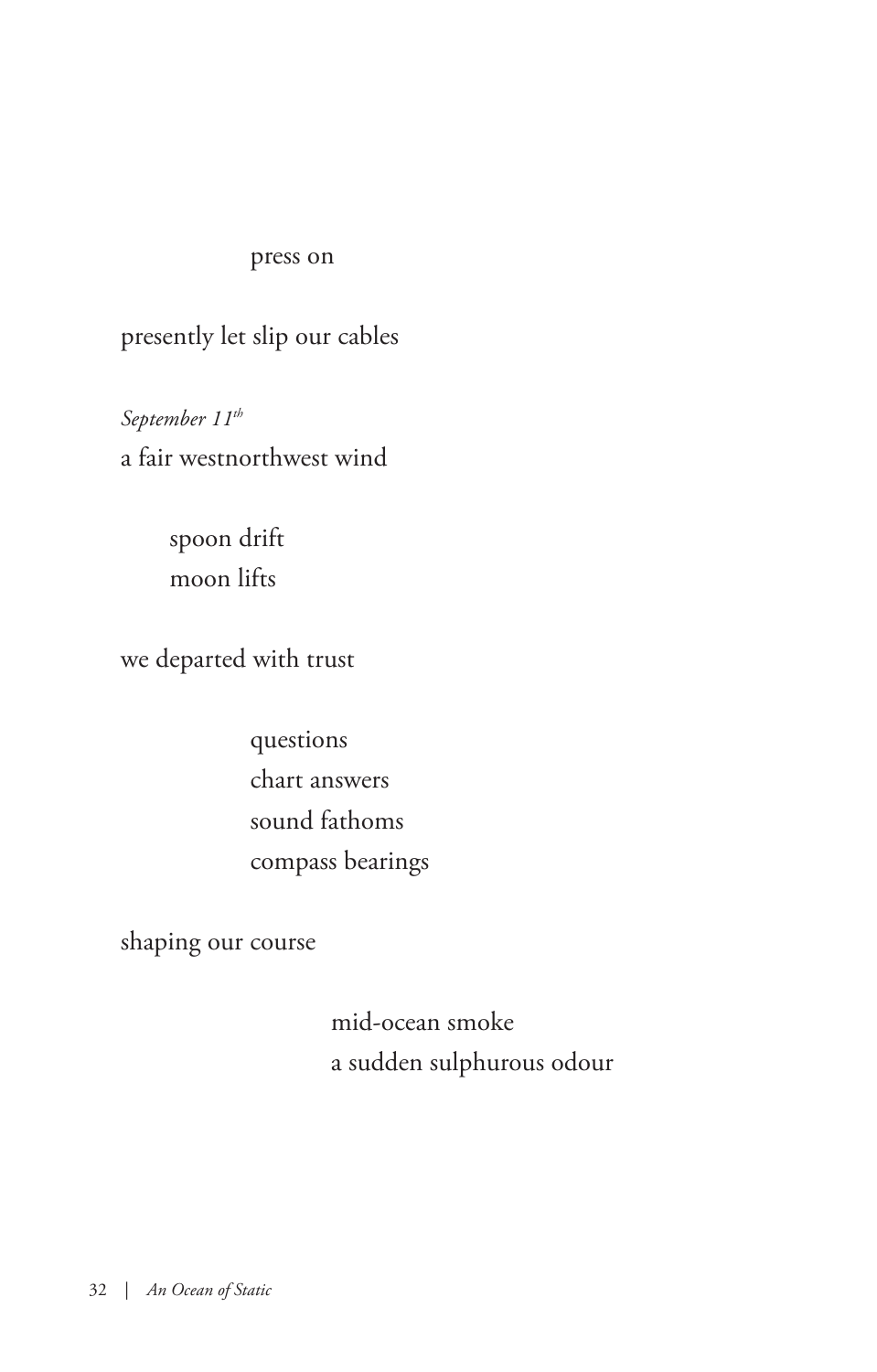press on

presently let slip our cables

*September 11th*
a fair westnorthwest wind

spoon drift
moon lifts

we departed with trust

questions
chart answers
sound fathoms
compass bearings

shaping our course

mid-ocean smoke
a sudden sulphurous odour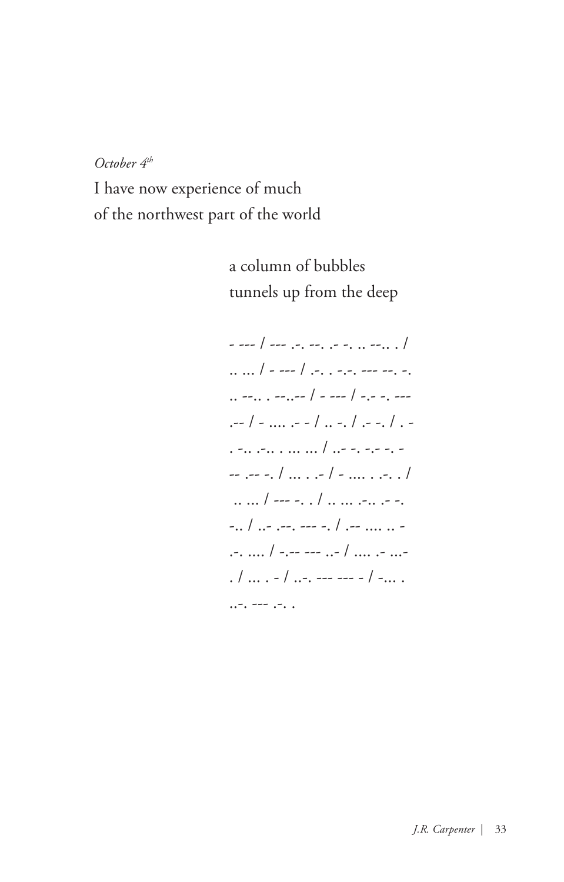*October 4th*

I have now experience of much
of the northwest part of the world

a column of bubbles
tunnels up from the deep

- --- / --- .-. --. .- -. .. --.. . /
.. ... / - --- / .-. . -.-. --- --. -.
.. --.. . --..-- / - --- / -.- -. ---
.-- / - .... .- - / .. -. / .- -. / . -
. -.. .-.. . ... ... / ..- -. -.- -. -
-- .-- -. / ... . .- / - .... . .-. . /
.. ... / --- -. . / .. ... .-.. .- -.
-.. / ..- .--. --- -. / .-- .... .. -
.-. .... / -.-- --- ..- / .... .- ...-
. / ... . - / ..-. --- --- - / -... .
..-. --- .-. .